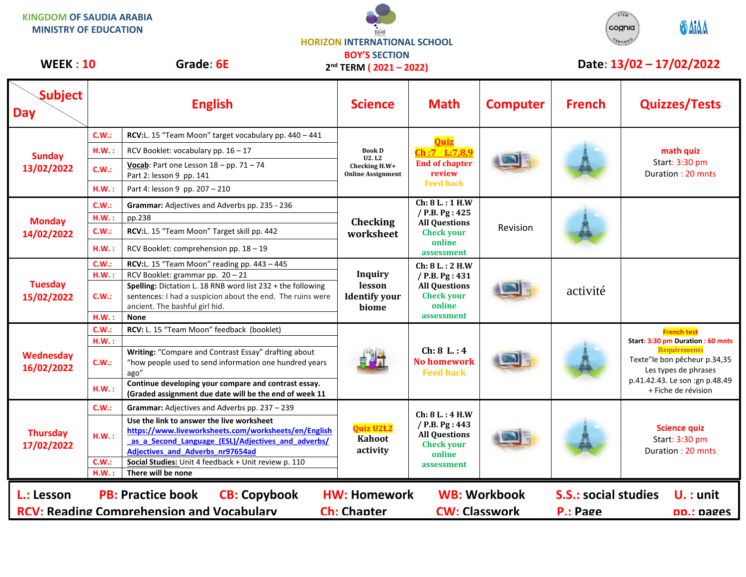KINGDOM OF SAUDIA ARABIA
MINISTRY OF EDUCATION

HORIZON INTERNATIONAL SCHOOL
BOY'S SECTION
2nd TERM ( 2021 – 2022)

WEEK : 10    Grade: 6E    Date: 13/02 – 17/02/2022

| Day \ Subject | | English | Science | Math | Computer | French | Quizzes/Tests |
|---|---|---|---|---|---|---|---|
| Sunday 13/02/2022 | C.W.: | RCV:L. 15 "Team Moon" target vocabulary pp. 440 – 441 | Book D U2. L2 Checking H.W+ Online Assignment | Quiz Ch :7 L:7,8,9 End of chapter review Feed back | | | math quiz Start: 3:30 pm Duration : 20 mnts |
| | H.W. : | RCV Booklet: vocabulary pp. 16 – 17 | | | | | |
| | C.W.: | Vocab: Part one Lesson 18 – pp. 71 – 74 Part 2: lesson 9 pp. 141 | | | | | |
| | H.W. : | Part 4: lesson 9 pp. 207 – 210 | | | | | |
| Monday 14/02/2022 | C.W.: | Grammar: Adjectives and Adverbs pp. 235 - 236 | Checking worksheet | Ch: 8 L. : 1 H.W / P.B. Pg : 425 All Questions Check your online assessment | Revision | | |
| | H.W. : | pp.238 | | | | | |
| | C.W.: | RCV:L. 15 "Team Moon" Target skill pp. 442 | | | | | |
| | H.W. : | RCV Booklet: comprehension pp. 18 – 19 | | | | | |
| Tuesday 15/02/2022 | C.W.: | RCV:L. 15 "Team Moon" reading pp. 443 – 445 | Inquiry lesson Identify your biome | Ch: 8 L. : 2 H.W / P.B. Pg : 431 All Questions Check your online assessment | | activité | |
| | H.W. : | RCV Booklet: grammar pp. 20 – 21 | | | | | |
| | C.W.: | Spelling: Dictation L. 18 RNB word list 232 + the following sentences: I had a suspicion about the end. The ruins were ancient. The bashful girl hid. | | | | | |
| | H.W. : | None | | | | | |
| Wednesday 16/02/2022 | C.W.: | RCV: L. 15 "Team Moon" feedback (booklet) | | Ch: 8 L. : 4 No homework Feed back | | | French test Start: 3:30 pm Duration : 60 mnts Requirements Texte"le bon pêcheur p.34,35 Les types de phrases p.41.42.43. Le son :gn p.48.49 + Fiche de révision |
| | H.W. : | | | | | | |
| | C.W.: | Writing: "Compare and Contrast Essay" drafting about "how people used to send information one hundred years ago" | | | | | |
| | H.W. : | Continue developing your compare and contrast essay. (Graded assignment due date will be the end of week 11 | | | | | |
| Thursday 17/02/2022 | C.W.: | Grammar: Adjectives and Adverbs pp. 237 – 239 | Quiz U2L2 Kahoot activity | Ch: 8 L. : 4 H.W / P.B. Pg : 443 All Questions Check your online assessment | | | Science quiz Start: 3:30 pm Duration : 20 mnts |
| | H.W. : | Use the link to answer the live worksheet https://www.liveworksheets.com/worksheets/en/English_as_a_Second_Language_(ESL)/Adjectives_and_adverbs/Adjectives_and_Adverbs_nr97654ad | | | | | |
| | C.W.: | Social Studies: Unit 4 feedback + Unit review p. 110 | | | | | |
| | H.W. : | There will be none | | | | | |

L.: Lesson  PB: Practice book  CB: Copybook  HW: Homework  WB: Workbook  S.S.: social studies  U. : unit
RCV: Reading Comprehension and Vocabulary  Ch: Chapter  CW: Classwork  P.: Page  pp.: pages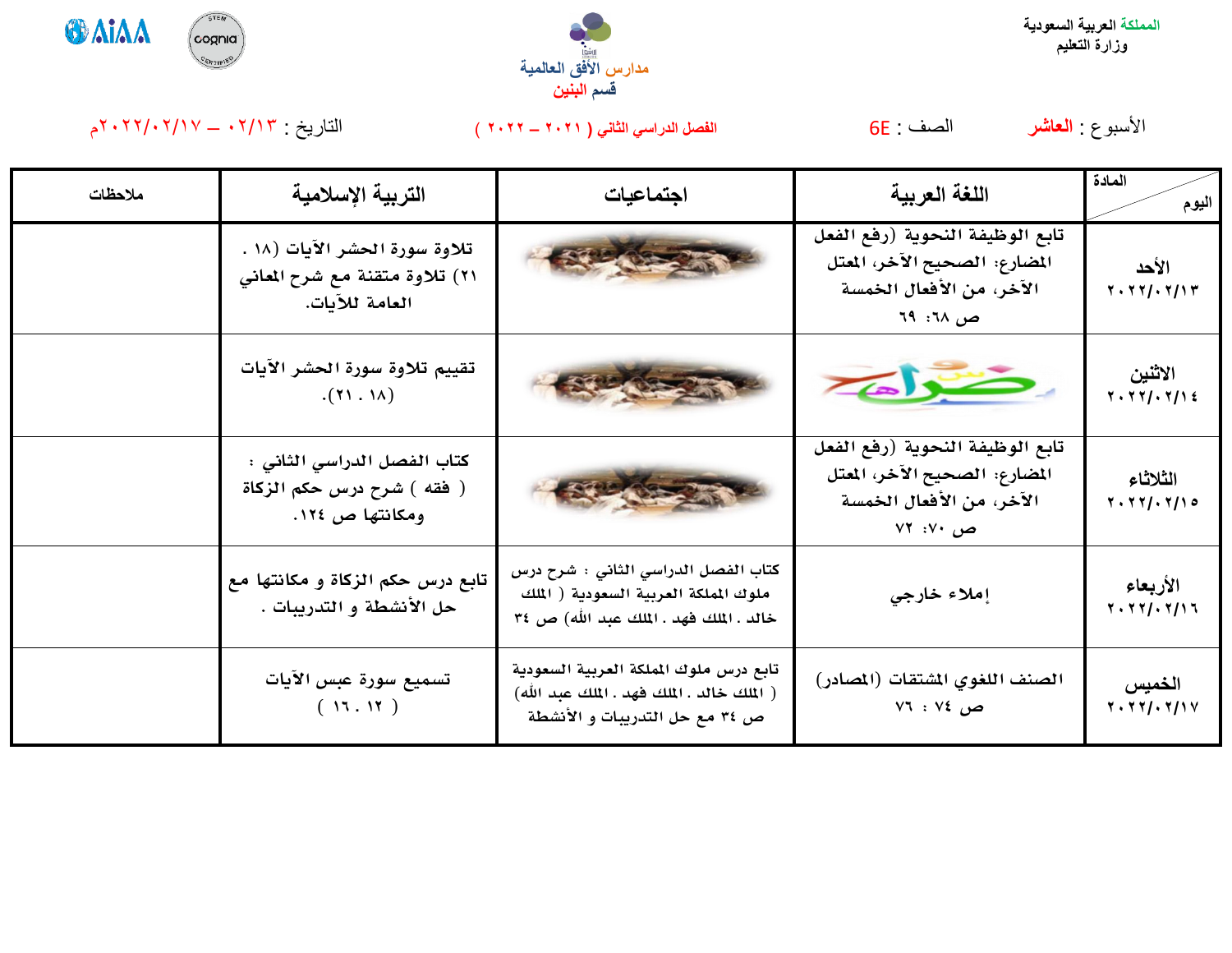المملكة العربية السعودية
وزارة التعليم

مدارس الأفق العالمية
قسم البنين

الأسبوع : العاشر　　الصف : 6E　　الفصل الدراسي الثاني ( ٢٠٢١ – ٢٠٢٢ )　　التاريخ : ٠٢/١٣ – ٢٠٢٢/٠٢/١٧م

| المادة / اليوم | اللغة العربية | اجتماعيات | التربية الإسلامية | ملاحظات |
|---|---|---|---|---|
| الأحد ٢٠٢٢/٠٢/١٣ | تابع الوظيفة النحوية (رفع الفعل المضارع: الصحيح الآخر، المعتل الآخر، من الأفعال الخمسة ص ٦٨: ٦٩ | | تلاوة سورة الحشر الآيات (١٨ . ٢١) تلاوة متقنة مع شرح المعاني العامة للآيات. | |
| الاثنين ٢٠٢٢/٠٢/١٤ | | | تقييم تلاوة سورة الحشر الآيات (١٨ . ٢١). | |
| الثلاثاء ٢٠٢٢/٠٢/١٥ | تابع الوظيفة النحوية (رفع الفعل المضارع: الصحيح الآخر، المعتل الآخر، من الأفعال الخمسة ص ٧٠: ٧٢ | | كتاب الفصل الدراسي الثاني : ( فقه ) شرح درس حكم الزكاة ومكانتها ص ١٢٤. | |
| الأربعاء ٢٠٢٢/٠٢/١٦ | إملاء خارجي | كتاب الفصل الدراسي الثاني : شرح درس ملوك المملكة العربية السعودية ( الملك خالد . الملك فهد . الملك عبد الله) ص ٣٤ | تابع درس حكم الزكاة و مكانتها مع حل الأنشطة و التدريبات . | |
| الخميس ٢٠٢٢/٠٢/١٧ | الصنف اللغوي المشتقات (المصادر) ص ٧٤ : ٧٦ | تابع درس ملوك المملكة العربية السعودية ( الملك خالد . الملك فهد . الملك عبد الله) ص ٣٤ مع حل التدريبات و الأنشطة | تسميع سورة عبس الآيات ( ١٢ . ١٦ ) | |